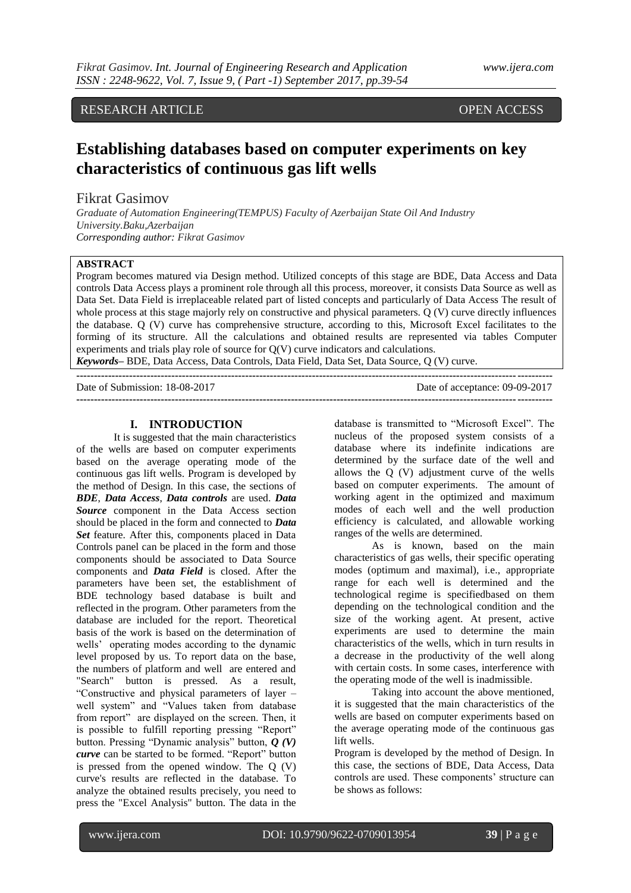RESEARCH ARTICLE OPEN ACCESS

# Establishing databases based on computer experiments on key characteristics of continuous gas lift wells

Fikrat Gasimov

*Graduate of Automation Engineering(TEMPUS) Faculty of Azerbaijan State Oil And Industry University.Baku,Azerbaijan*
*Corresponding author: Fikrat Gasimov*

**ABSTRACT**

Program becomes matured via Design method. Utilized concepts of this stage are BDE, Data Access and Data controls Data Access plays a prominent role through all this process, moreover, it consists Data Source as well as Data Set. Data Field is irreplaceable related part of listed concepts and particularly of Data Access The result of whole process at this stage majorly rely on constructive and physical parameters. Q (V) curve directly influences the database. Q (V) curve has comprehensive structure, according to this, Microsoft Excel facilitates to the forming of its structure. All the calculations and obtained results are represented via tables Computer experiments and trials play role of source for Q(V) curve indicators and calculations.

***Keywords*****–** BDE, Data Access, Data Controls, Data Field, Data Set, Data Source, Q (V) curve.

---

Date of Submission: 18-08-2017 Date of acceptance: 09-09-2017

---

## I. INTRODUCTION

It is suggested that the main characteristics of the wells are based on computer experiments based on the average operating mode of the continuous gas lift wells. Program is developed by the method of Design. In this case, the sections of ***BDE***, ***Data Access***, ***Data controls*** are used. ***Data Source*** component in the Data Access section should be placed in the form and connected to ***Data Set*** feature. After this, components placed in Data Controls panel can be placed in the form and those components should be associated to Data Source components and ***Data Field*** is closed. After the parameters have been set, the establishment of BDE technology based database is built and reflected in the program. Other parameters from the database are included for the report. Theoretical basis of the work is based on the determination of wells' operating modes according to the dynamic level proposed by us. To report data on the base, the numbers of platform and well are entered and "Search" button is pressed. As a result, "Constructive and physical parameters of layer – well system" and "Values taken from database from report" are displayed on the screen. Then, it is possible to fulfill reporting pressing "Report" button. Pressing "Dynamic analysis" button, ***Q (V) curve*** can be started to be formed. "Report" button is pressed from the opened window. The Q (V) curve's results are reflected in the database. To analyze the obtained results precisely, you need to press the "Excel Analysis" button. The data in the database is transmitted to "Microsoft Excel". The nucleus of the proposed system consists of a database where its indefinite indications are determined by the surface date of the well and allows the Q (V) adjustment curve of the wells based on computer experiments. The amount of working agent in the optimized and maximum modes of each well and the well production efficiency is calculated, and allowable working ranges of the wells are determined.

As is known, based on the main characteristics of gas wells, their specific operating modes (optimum and maximal), i.e., appropriate range for each well is determined and the technological regime is specifiedbased on them depending on the technological condition and the size of the working agent. At present, active experiments are used to determine the main characteristics of the wells, which in turn results in a decrease in the productivity of the well along with certain costs. In some cases, interference with the operating mode of the well is inadmissible.

Taking into account the above mentioned, it is suggested that the main characteristics of the wells are based on computer experiments based on the average operating mode of the continuous gas lift wells.

Program is developed by the method of Design. In this case, the sections of BDE, Data Access, Data controls are used. These components' structure can be shows as follows: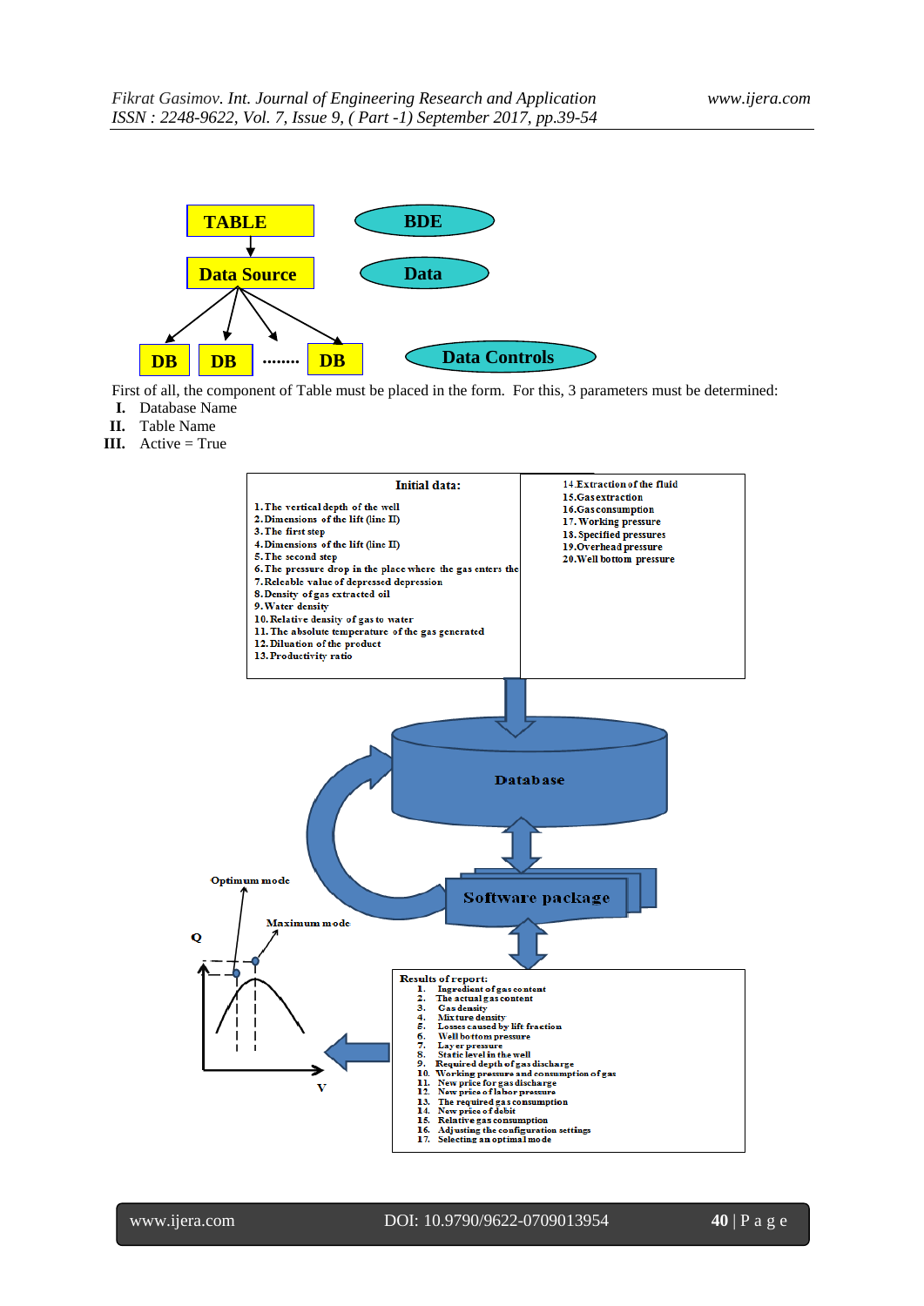TABLE → Data Source → DB, DB, ........, DB

BDE

Data

Data Controls

First of all, the component of Table must be placed in the form. For this, 3 parameters must be determined:

I. Database Name
II. Table Name
III. Active = True

**Initial data:**

1. The vertical depth of the well
2. Dimensions of the lift (line II)
3. The first step
4. Dimensions of the lift (line II)
5. The second step
6. The pressure drop in the place where the gas enters the
7. Releable value of depressed depression
8. Density of gas extracted oil
9. Water density
10. Relative density of gas to water
11. The absolute temperature of the gas generated
12. Diluation of the product
13. Productivity ratio
14. Extraction of the fluid
15. Gas extraction
16. Gas consumption
17. Working pressure
18. Specified pressures
19. Overhead pressure
20. Well bottom pressure

Database

Software package

Optimum mode

Maximum mode

Q

V

Results of report:

1. Ingredient of gas content
2. The actual gas content
3. Gas density
4. Mixture density
5. Losses caused by lift fraction
6. Well bottom pressure
7. Layer pressure
8. Static level in the well
9. Required depth of gas discharge
10. Working pressure and consumption of gas
11. New price for gas discharge
12. New price of labor pressure
13. The required gas consumption
14. New price of debit
15. Relative gas consumption
16. Adjusting the configuration settings
17. Selecting an optimal mode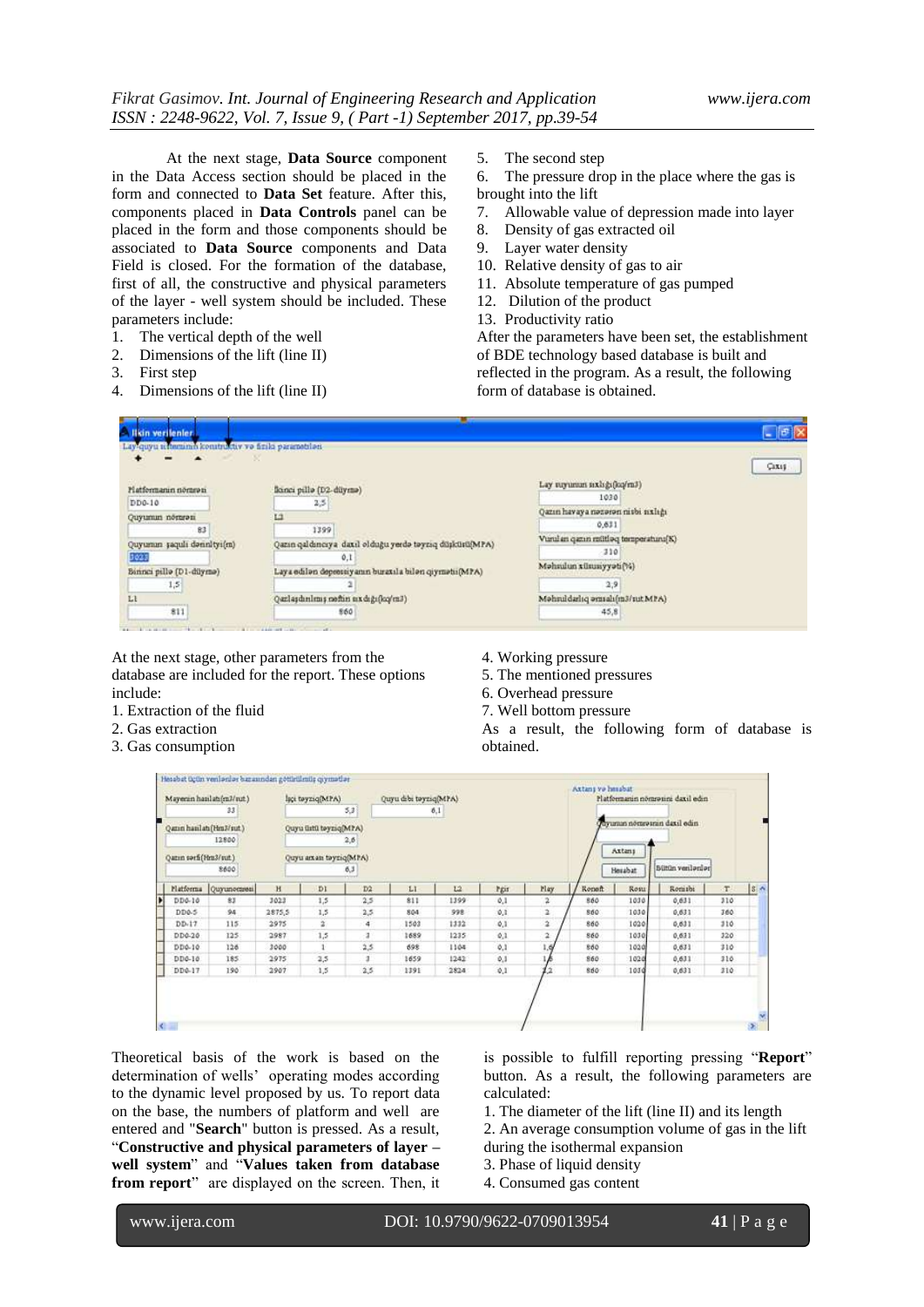At the next stage, **Data Source** component in the Data Access section should be placed in the form and connected to **Data Set** feature. After this, components placed in **Data Controls** panel can be placed in the form and those components should be associated to **Data Source** components and Data Field is closed. For the formation of the database, first of all, the constructive and physical parameters of the layer - well system should be included. These parameters include:

1. The vertical depth of the well
2. Dimensions of the lift (line II)
3. First step
4. Dimensions of the lift (line II)
5. The second step
6. The pressure drop in the place where the gas is brought into the lift
7. Allowable value of depression made into layer
8. Density of gas extracted oil
9. Layer water density
10. Relative density of gas to air
11. Absolute temperature of gas pumped
12. Dilution of the product
13. Productivity ratio

After the parameters have been set, the establishment of BDE technology based database is built and reflected in the program. As a result, the following form of database is obtained.

At the next stage, other parameters from the database are included for the report. These options include:

1. Extraction of the fluid
2. Gas extraction
3. Gas consumption
4. Working pressure
5. The mentioned pressures
6. Overhead pressure
7. Well bottom pressure

As a result, the following form of database is obtained.

Theoretical basis of the work is based on the determination of wells' operating modes according to the dynamic level proposed by us. To report data on the base, the numbers of platform and well are entered and "**Search**" button is pressed. As a result, "**Constructive and physical parameters of layer – well system**" and "**Values taken from database from report**" are displayed on the screen. Then, it is possible to fulfill reporting pressing "**Report**" button. As a result, the following parameters are calculated:

1. The diameter of the lift (line II) and its length
2. An average consumption volume of gas in the lift during the isothermal expansion
3. Phase of liquid density
4. Consumed gas content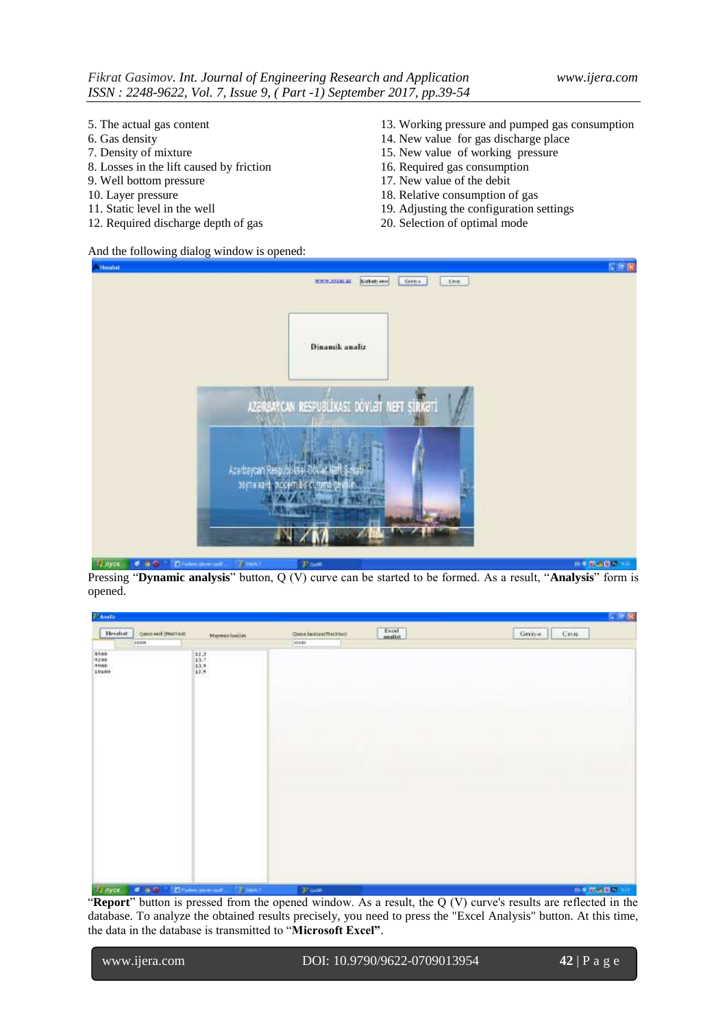5. The actual gas content
6. Gas density
7. Density of mixture
8. Losses in the lift caused by friction
9. Well bottom pressure
10. Layer pressure
11. Static level in the well
12. Required discharge depth of gas
13. Working pressure and pumped gas consumption
14. New value for gas discharge place
15. New value of working pressure
16. Required gas consumption
17. New value of the debit
18. Relative consumption of gas
19. Adjusting the configuration settings
20. Selection of optimal mode

And the following dialog window is opened:

Pressing "**Dynamic analysis**" button, Q (V) curve can be started to be formed. As a result, "**Analysis**" form is opened.

"**Report**" button is pressed from the opened window. As a result, the Q (V) curve's results are reflected in the database. To analyze the obtained results precisely, you need to press the "Excel Analysis" button. At this time, the data in the database is transmitted to "**Microsoft Excel"**.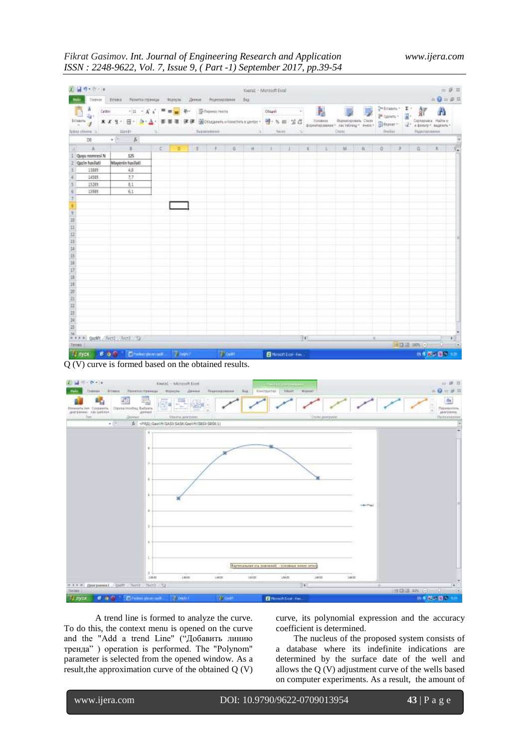Q (V) curve is formed based on the obtained results.

A trend line is formed to analyze the curve. To do this, the context menu is opened on the curve and the "Add a trend Line" ("Добавить линию тренда" ) operation is performed. The "Polynom" parameter is selected from the opened window. As a result,the approximation curve of the obtained Q (V) curve, its polynomial expression and the accuracy coefficient is determined.

The nucleus of the proposed system consists of a database where its indefinite indications are determined by the surface date of the well and allows the Q (V) adjustment curve of the wells based on computer experiments. As a result, the amount of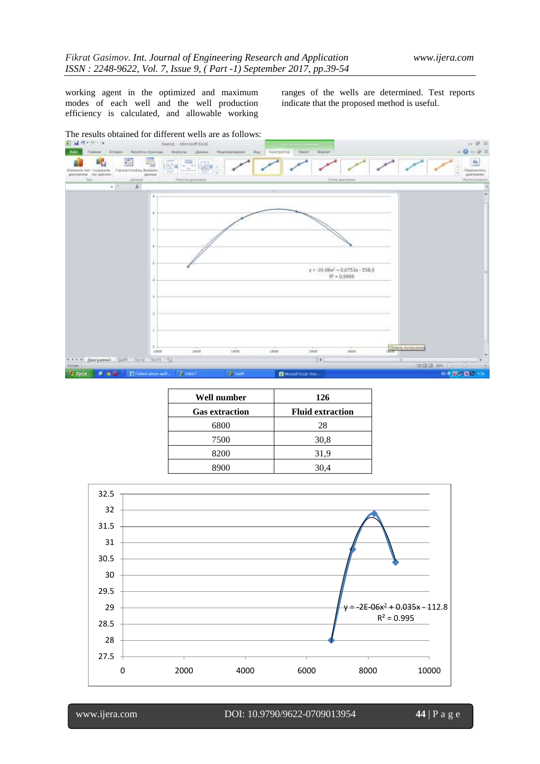working agent in the optimized and maximum modes of each well and the well production efficiency is calculated, and allowable working ranges of the wells are determined. Test reports indicate that the proposed method is useful.

The results obtained for different wells are as follows:

| Well number | 126 |
|---|---|
| **Gas extraction** | **Fluid extraction** |
| 6800 | 28 |
| 7500 | 30,8 |
| 8200 | 31,9 |
| 8900 | 30,4 |

$y = -2E\text{-}06x^2 + 0.035x - 112.8$

$R^2 = 0.995$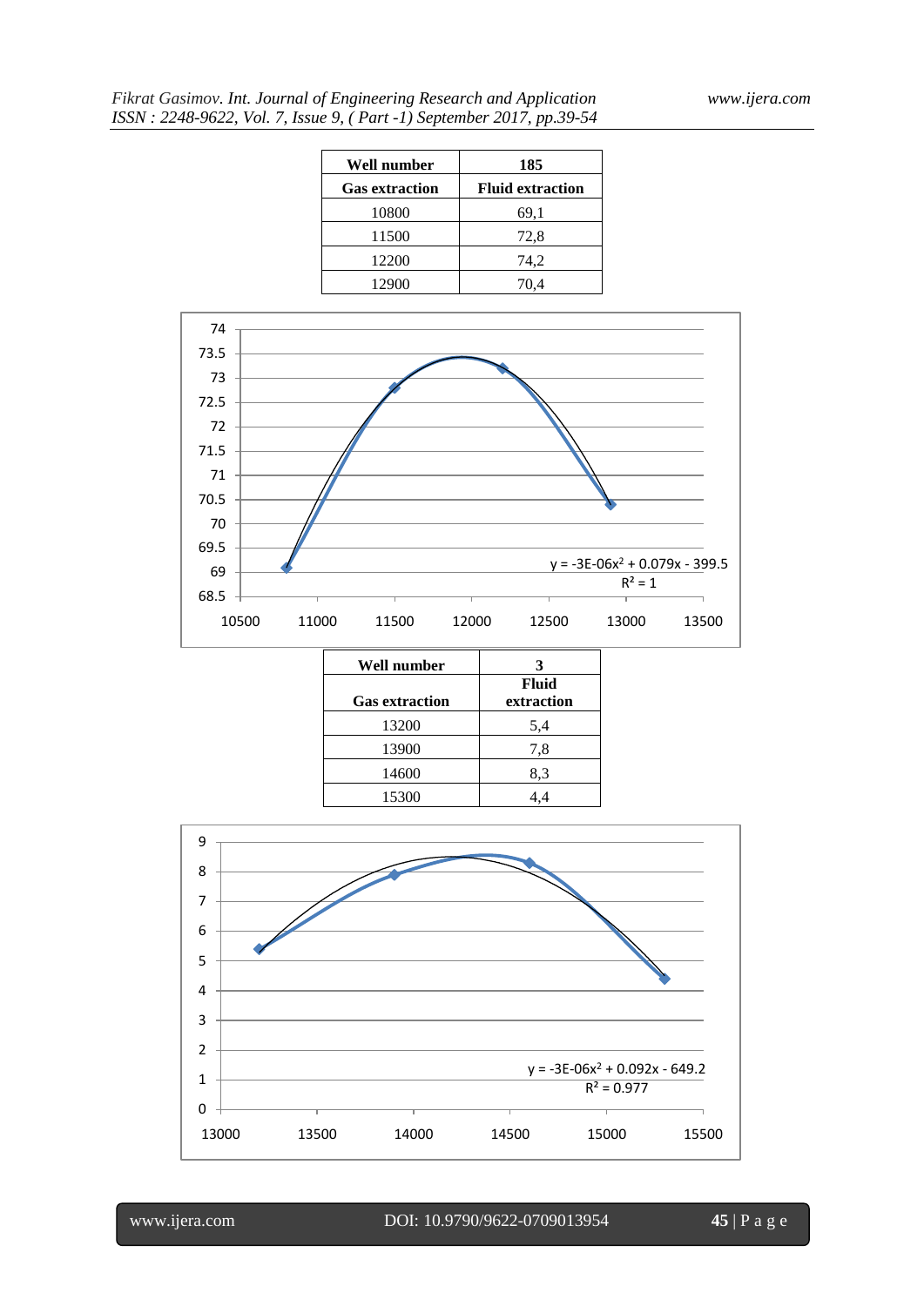| Well number | 185 |
|---|---|
| Gas extraction | Fluid extraction |
| 10800 | 69,1 |
| 11500 | 72,8 |
| 12200 | 74,2 |
| 12900 | 70,4 |

$y = -3E\text{-}06x^2 + 0.079x - 399.5$
$R^2 = 1$

| Well number | 3 |
|---|---|
| Gas extraction | Fluid extraction |
| 13200 | 5,4 |
| 13900 | 7,8 |
| 14600 | 8,3 |
| 15300 | 4,4 |

$y = -3E\text{-}06x^2 + 0.092x - 649.2$
$R^2 = 0.977$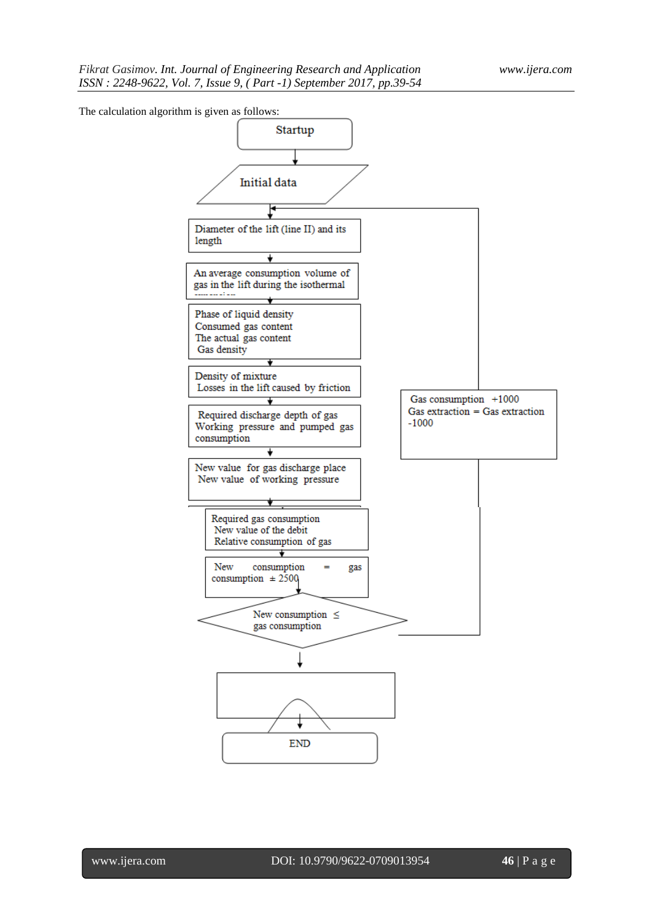The calculation algorithm is given as follows:

Startup

Initial data

Diameter of the lift (line II) and its length

An average consumption volume of gas in the lift during the isothermal expansion

Phase of liquid density
Consumed gas content
The actual gas content
Gas density

Density of mixture
Losses in the lift caused by friction

Required discharge depth of gas
Working pressure and pumped gas consumption

New value for gas discharge place
New value of working pressure

Required gas consumption
New value of the debit
Relative consumption of gas

New consumption = gas consumption ± 2500

New consumption ≤ gas consumption

Gas consumption +1000
Gas extraction = Gas extraction -1000

END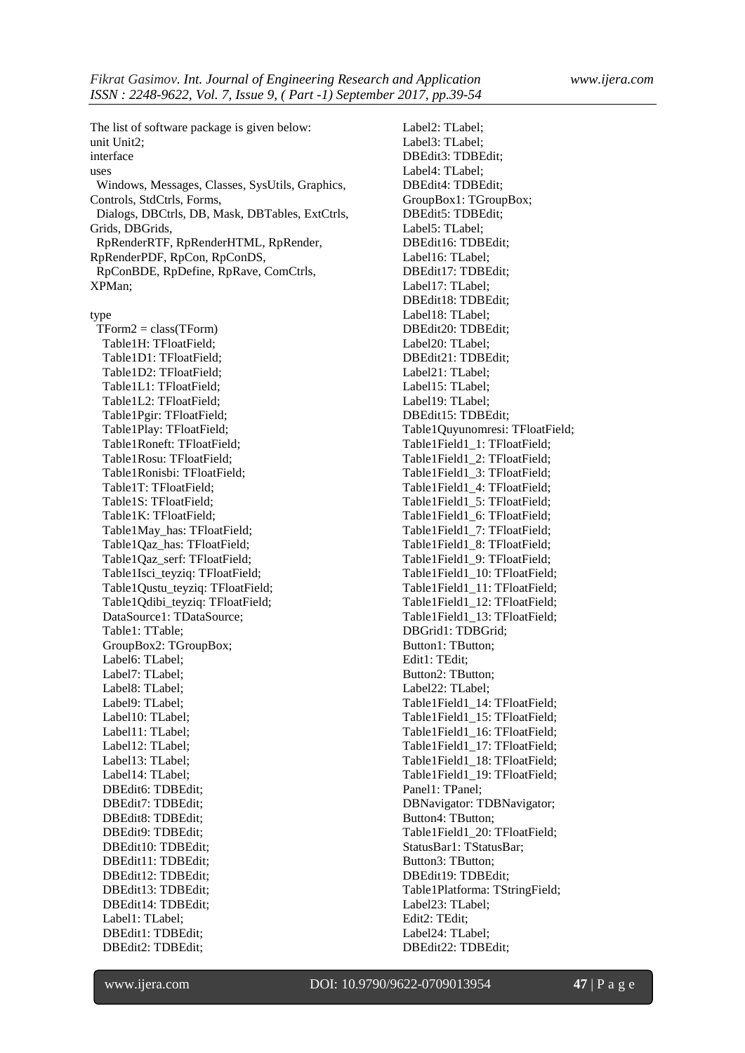The list of software package is given below:

```
unit Unit2;
interface
uses
  Windows, Messages, Classes, SysUtils, Graphics, Controls, StdCtrls, Forms,
  Dialogs, DBCtrls, DB, Mask, DBTables, ExtCtrls, Grids, DBGrids,
  RpRenderRTF, RpRenderHTML, RpRender, RpRenderPDF, RpCon, RpConDS,
  RpConBDE, RpDefine, RpRave, ComCtrls, XPMan;

type
  TForm2 = class(TForm)
    Table1H: TFloatField;
    Table1D1: TFloatField;
    Table1D2: TFloatField;
    Table1L1: TFloatField;
    Table1L2: TFloatField;
    Table1Pgir: TFloatField;
    Table1Play: TFloatField;
    Table1Roneft: TFloatField;
    Table1Rosu: TFloatField;
    Table1Ronisbi: TFloatField;
    Table1T: TFloatField;
    Table1S: TFloatField;
    Table1K: TFloatField;
    Table1May_has: TFloatField;
    Table1Qaz_has: TFloatField;
    Table1Qaz_serf: TFloatField;
    Table1Isci_teyziq: TFloatField;
    Table1Qustu_teyziq: TFloatField;
    Table1Qdibi_teyziq: TFloatField;
    DataSource1: TDataSource;
    Table1: TTable;
    GroupBox2: TGroupBox;
    Label6: TLabel;
    Label7: TLabel;
    Label8: TLabel;
    Label9: TLabel;
    Label10: TLabel;
    Label11: TLabel;
    Label12: TLabel;
    Label13: TLabel;
    Label14: TLabel;
    DBEdit6: TDBEdit;
    DBEdit7: TDBEdit;
    DBEdit8: TDBEdit;
    DBEdit9: TDBEdit;
    DBEdit10: TDBEdit;
    DBEdit11: TDBEdit;
    DBEdit12: TDBEdit;
    DBEdit13: TDBEdit;
    DBEdit14: TDBEdit;
    Label1: TLabel;
    DBEdit1: TDBEdit;
    DBEdit2: TDBEdit;
    Label2: TLabel;
    Label3: TLabel;
    DBEdit3: TDBEdit;
    Label4: TLabel;
    DBEdit4: TDBEdit;
    GroupBox1: TGroupBox;
    DBEdit5: TDBEdit;
    Label5: TLabel;
    DBEdit16: TDBEdit;
    Label16: TLabel;
    DBEdit17: TDBEdit;
    Label17: TLabel;
    DBEdit18: TDBEdit;
    Label18: TLabel;
    DBEdit20: TDBEdit;
    Label20: TLabel;
    DBEdit21: TDBEdit;
    Label21: TLabel;
    Label15: TLabel;
    Label19: TLabel;
    DBEdit15: TDBEdit;
    Table1Quyunomresi: TFloatField;
    Table1Field1_1: TFloatField;
    Table1Field1_2: TFloatField;
    Table1Field1_3: TFloatField;
    Table1Field1_4: TFloatField;
    Table1Field1_5: TFloatField;
    Table1Field1_6: TFloatField;
    Table1Field1_7: TFloatField;
    Table1Field1_8: TFloatField;
    Table1Field1_9: TFloatField;
    Table1Field1_10: TFloatField;
    Table1Field1_11: TFloatField;
    Table1Field1_12: TFloatField;
    Table1Field1_13: TFloatField;
    DBGrid1: TDBGrid;
    Button1: TButton;
    Edit1: TEdit;
    Button2: TButton;
    Label22: TLabel;
    Table1Field1_14: TFloatField;
    Table1Field1_15: TFloatField;
    Table1Field1_16: TFloatField;
    Table1Field1_17: TFloatField;
    Table1Field1_18: TFloatField;
    Table1Field1_19: TFloatField;
    Panel1: TPanel;
    DBNavigator: TDBNavigator;
    Button4: TButton;
    Table1Field1_20: TFloatField;
    StatusBar1: TStatusBar;
    Button3: TButton;
    DBEdit19: TDBEdit;
    Table1Platforma: TStringField;
    Label23: TLabel;
    Edit2: TEdit;
    Label24: TLabel;
    DBEdit22: TDBEdit;
```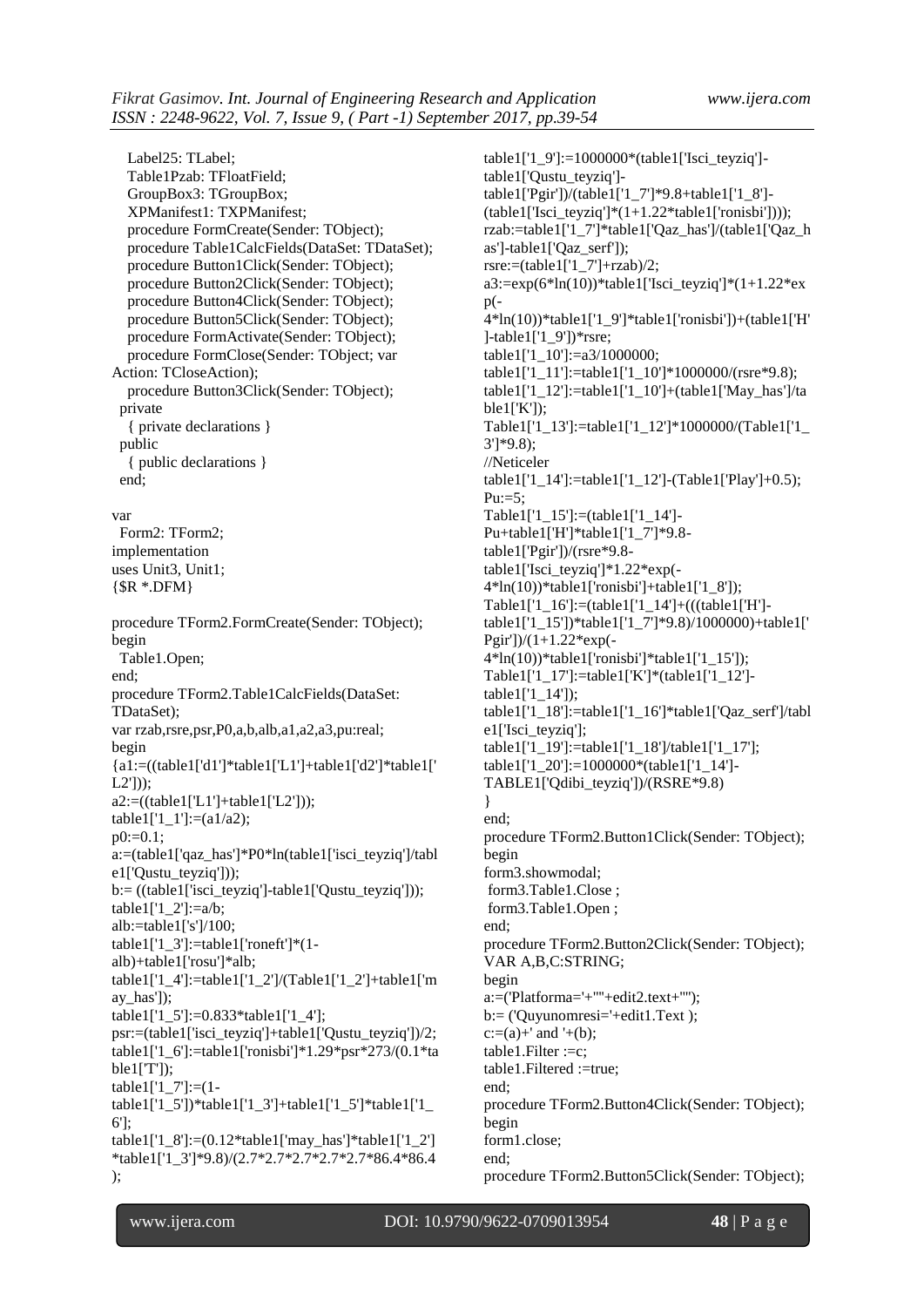```
    Label25: TLabel;
    Table1Pzab: TFloatField;
    GroupBox3: TGroupBox;
    XPManifest1: TXPManifest;
    procedure FormCreate(Sender: TObject);
    procedure Table1CalcFields(DataSet: TDataSet);
    procedure Button1Click(Sender: TObject);
    procedure Button2Click(Sender: TObject);
    procedure Button4Click(Sender: TObject);
    procedure Button5Click(Sender: TObject);
    procedure FormActivate(Sender: TObject);
    procedure FormClose(Sender: TObject; var
Action: TCloseAction);
    procedure Button3Click(Sender: TObject);
  private
    { private declarations }
  public
    { public declarations }
  end;

var
  Form2: TForm2;
implementation
uses Unit3, Unit1;
{$R *.DFM}

procedure TForm2.FormCreate(Sender: TObject);
begin
  Table1.Open;
end;
procedure TForm2.Table1CalcFields(DataSet:
TDataSet);
var rzab,rsre,psr,P0,a,b,alb,a1,a2,a3,pu:real;
begin
{a1:=((table1['d1']*table1['L1']+table1['d2']*table1['
L2']));
a2:=((table1['L1']+table1['L2']));
table1['1_1']:=(a1/a2);
p0:=0.1;
a:=(table1['qaz_has']*P0*ln(table1['isci_teyziq']/tabl
e1['Qustu_teyziq']));
b:= ((table1['isci_teyziq']-table1['Qustu_teyziq']));
table1['1_2']:=a/b;
alb:=table1['s']/100;
table1['1_3']:=table1['roneft']*(1-
alb)+table1['rosu']*alb;
table1['1_4']:=table1['1_2']/(Table1['1_2']+table1['m
ay_has']);
table1['1_5']:=0.833*table1['1_4'];
psr:=(table1['isci_teyziq']+table1['Qustu_teyziq'])/2;
table1['1_6']:=table1['ronisbi']*1.29*psr*273/(0.1*ta
ble1['T']);
table1['1_7']:=(1-
table1['1_5'])*table1['1_3']+table1['1_5']*table1['1_
6'];
table1['1_8']:=(0.12*table1['may_has']*table1['1_2']
*table1['1_3']*9.8)/(2.7*2.7*2.7*2.7*2.7*86.4*86.4
);
table1['1_9']:=1000000*(table1['Isci_teyziq']-
table1['Qustu_teyziq']-
table1['Pgir'])/(table1['1_7']*9.8+table1['1_8']-
(table1['Isci_teyziq']*(1+1.22*table1['ronisbi'])));
rzab:=table1['1_7']*table1['Qaz_has']/(table1['Qaz_h
as']-table1['Qaz_serf']);
rsre:=(table1['1_7']+rzab)/2;
a3:=exp(6*ln(10))*table1['Isci_teyziq']*(1+1.22*ex
p(-
4*ln(10))*table1['1_9']*table1['ronisbi'])+(table1['H'
]-table1['1_9'])*rsre;
table1['1_10']:=a3/1000000;
table1['1_11']:=table1['1_10']*1000000/(rsre*9.8);
table1['1_12']:=table1['1_10']+(table1['May_has']/ta
ble1['K']);
Table1['1_13']:=table1['1_12']*1000000/(Table1['1_
3']*9.8);
//Neticeler
table1['1_14']:=table1['1_12']-(Table1['Play']+0.5);
Pu:=5;
Table1['1_15']:=(table1['1_14']-
Pu+table1['H']*table1['1_7']*9.8-
table1['Pgir'])/(rsre*9.8-
table1['Isci_teyziq']*1.22*exp(-
4*ln(10))*table1['ronisbi']+table1['1_8']);
Table1['1_16']:=(table1['1_14']+(((table1['H']-
table1['1_15'])*table1['1_7']*9.8)/1000000)+table1['
Pgir'])/(1+1.22*exp(-
4*ln(10))*table1['ronisbi']*table1['1_15']);
Table1['1_17']:=table1['K']*(table1['1_12']-
table1['1_14']);
table1['1_18']:=table1['1_16']*table1['Qaz_serf']/tabl
e1['Isci_teyziq'];
table1['1_19']:=table1['1_18']/table1['1_17'];
table1['1_20']:=1000000*(table1['1_14']-
TABLE1['Qdibi_teyziq'])/(RSRE*9.8)
}
end;
procedure TForm2.Button1Click(Sender: TObject);
begin
form3.showmodal;
 form3.Table1.Close ;
 form3.Table1.Open ;
end;
procedure TForm2.Button2Click(Sender: TObject);
VAR A,B,C:STRING;
begin
a:=('Platforma='+''''+edit2.text+'''');
b:= ('Quyunomresi='+edit1.Text );
c:=(a)+' and '+(b);
table1.Filter :=c;
table1.Filtered :=true;
end;
procedure TForm2.Button4Click(Sender: TObject);
begin
form1.close;
end;
procedure TForm2.Button5Click(Sender: TObject);
```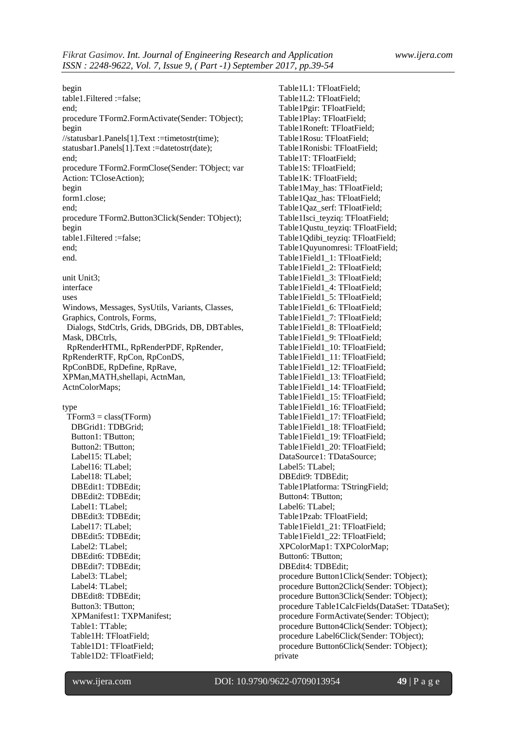```
begin
table1.Filtered :=false;
end;
procedure TForm2.FormActivate(Sender: TObject);
begin
//statusbar1.Panels[1].Text :=timetostr(time);
statusbar1.Panels[1].Text :=datetostr(date);
end;
procedure TForm2.FormClose(Sender: TObject; var
Action: TCloseAction);
begin
form1.close;
end;
procedure TForm2.Button3Click(Sender: TObject);
begin
table1.Filtered :=false;
end;
end.

unit Unit3;
interface
uses
Windows, Messages, SysUtils, Variants, Classes,
Graphics, Controls, Forms,
  Dialogs, StdCtrls, Grids, DBGrids, DB, DBTables,
Mask, DBCtrls,
  RpRenderHTML, RpRenderPDF, RpRender,
RpRenderRTF, RpCon, RpConDS,
RpConBDE, RpDefine, RpRave,
XPMan,MATH,shellapi, ActnMan,
ActnColorMaps;

type
  TForm3 = class(TForm)
    DBGrid1: TDBGrid;
    Button1: TButton;
    Button2: TButton;
    Label15: TLabel;
    Label16: TLabel;
    Label18: TLabel;
    DBEdit1: TDBEdit;
    DBEdit2: TDBEdit;
    Label1: TLabel;
    DBEdit3: TDBEdit;
    Label17: TLabel;
    DBEdit5: TDBEdit;
    Label2: TLabel;
    DBEdit6: TDBEdit;
    DBEdit7: TDBEdit;
    Label3: TLabel;
    Label4: TLabel;
    DBEdit8: TDBEdit;
    Button3: TButton;
    XPManifest1: TXPManifest;
    Table1: TTable;
    Table1H: TFloatField;
    Table1D1: TFloatField;
    Table1D2: TFloatField;
    Table1L1: TFloatField;
    Table1L2: TFloatField;
    Table1Pgir: TFloatField;
    Table1Play: TFloatField;
    Table1Roneft: TFloatField;
    Table1Rosu: TFloatField;
    Table1Ronisbi: TFloatField;
    Table1T: TFloatField;
    Table1S: TFloatField;
    Table1K: TFloatField;
    Table1May_has: TFloatField;
    Table1Qaz_has: TFloatField;
    Table1Qaz_serf: TFloatField;
    Table1Isci_teyziq: TFloatField;
    Table1Qustu_teyziq: TFloatField;
    Table1Qdibi_teyziq: TFloatField;
    Table1Quyunomresi: TFloatField;
    Table1Field1_1: TFloatField;
    Table1Field1_2: TFloatField;
    Table1Field1_3: TFloatField;
    Table1Field1_4: TFloatField;
    Table1Field1_5: TFloatField;
    Table1Field1_6: TFloatField;
    Table1Field1_7: TFloatField;
    Table1Field1_8: TFloatField;
    Table1Field1_9: TFloatField;
    Table1Field1_10: TFloatField;
    Table1Field1_11: TFloatField;
    Table1Field1_12: TFloatField;
    Table1Field1_13: TFloatField;
    Table1Field1_14: TFloatField;
    Table1Field1_15: TFloatField;
    Table1Field1_16: TFloatField;
    Table1Field1_17: TFloatField;
    Table1Field1_18: TFloatField;
    Table1Field1_19: TFloatField;
    Table1Field1_20: TFloatField;
    DataSource1: TDataSource;
    Label5: TLabel;
    DBEdit9: TDBEdit;
    Table1Platforma: TStringField;
    Button4: TButton;
    Label6: TLabel;
    Table1Pzab: TFloatField;
    Table1Field1_21: TFloatField;
    Table1Field1_22: TFloatField;
    XPColorMap1: TXPColorMap;
    Button6: TButton;
    DBEdit4: TDBEdit;
    procedure Button1Click(Sender: TObject);
    procedure Button2Click(Sender: TObject);
    procedure Button3Click(Sender: TObject);
    procedure Table1CalcFields(DataSet: TDataSet);
    procedure FormActivate(Sender: TObject);
    procedure Button4Click(Sender: TObject);
    procedure Label6Click(Sender: TObject);
    procedure Button6Click(Sender: TObject);
  private
```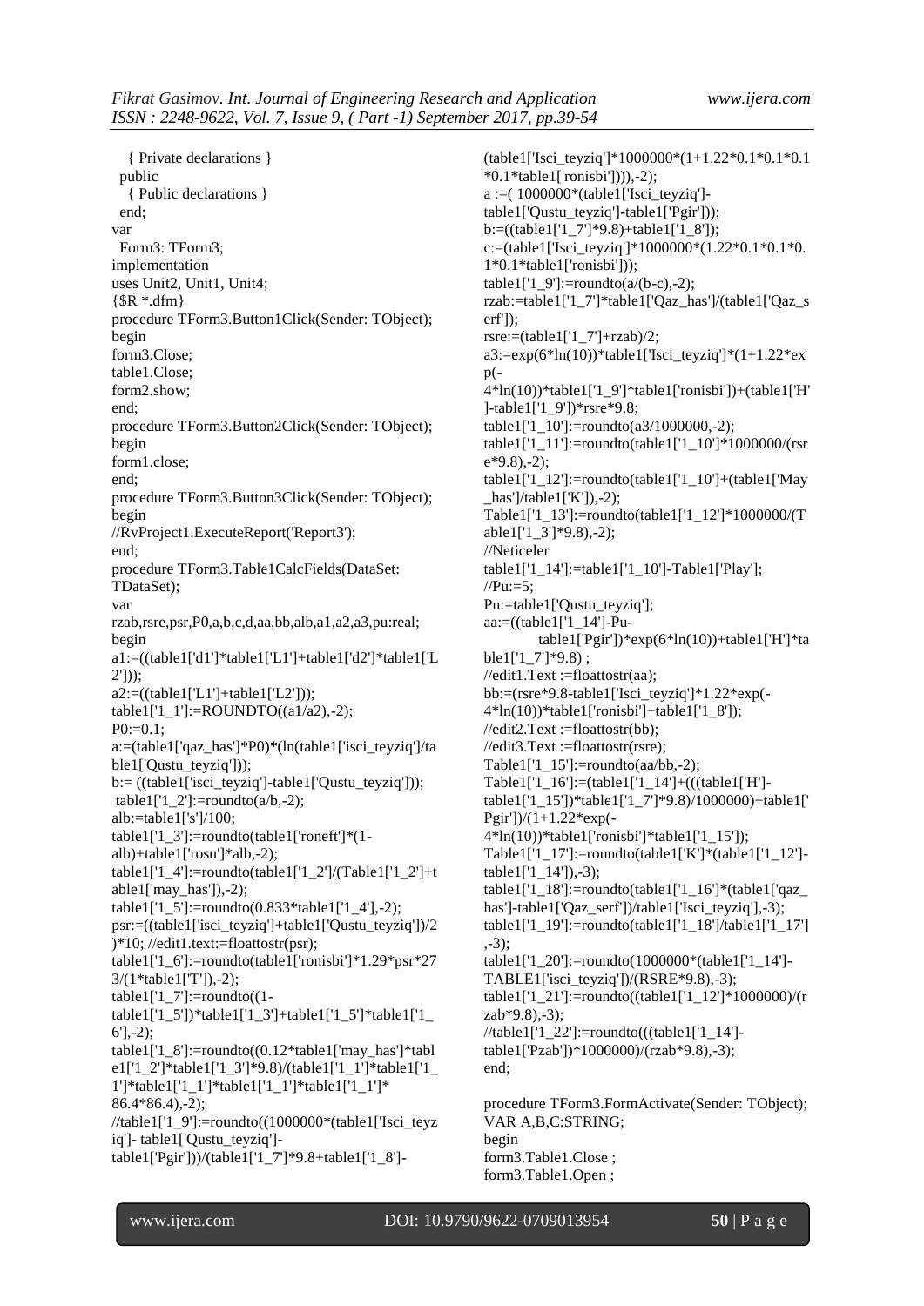```
  { Private declarations }
 public
  { Public declarations }
 end;
var
 Form3: TForm3;
implementation
uses Unit2, Unit1, Unit4;
{$R *.dfm}
procedure TForm3.Button1Click(Sender: TObject);
begin
form3.Close;
table1.Close;
form2.show;
end;
procedure TForm3.Button2Click(Sender: TObject);
begin
form1.close;
end;
procedure TForm3.Button3Click(Sender: TObject);
begin
//RvProject1.ExecuteReport('Report3');
end;
procedure TForm3.Table1CalcFields(DataSet: TDataSet);
var
rzab,rsre,psr,P0,a,b,c,d,aa,bb,alb,a1,a2,a3,pu:real;
begin
a1:=((table1['d1']*table1['L1']+table1['d2']*table1['L2']));
a2:=((table1['L1']+table1['L2']));
table1['1_1']:=ROUNDTO((a1/a2),-2);
P0:=0.1;
a:=(table1['qaz_has']*P0)*(ln(table1['isci_teyziq']/table1['Qustu_teyziq']));
b:= ((table1['isci_teyziq']-table1['Qustu_teyziq']));
 table1['1_2']:=roundto(a/b,-2);
alb:=table1['s']/100;
table1['1_3']:=roundto(table1['roneft']*(1-alb)+table1['rosu']*alb,-2);
table1['1_4']:=roundto(table1['1_2']/(Table1['1_2']+table1['may_has']),-2);
table1['1_5']:=roundto(0.833*table1['1_4'],-2);
psr:=((table1['isci_teyziq']+table1['Qustu_teyziq'])/2)*10; //edit1.text:=floattostr(psr);
table1['1_6']:=roundto(table1['ronisbi']*1.29*psr*273/(1*table1['T']),-2);
table1['1_7']:=roundto((1-table1['1_5'])*table1['1_3']+table1['1_5']*table1['1_6'],-2);
table1['1_8']:=roundto((0.12*table1['may_has']*table1['1_2']*table1['1_3']*9.8)/(table1['1_1']*table1['1_1']*table1['1_1']*table1['1_1']*table1['1_1']*
86.4*86.4),-2);
//table1['1_9']:=roundto((1000000*(table1['Isci_teyziq']- table1['Qustu_teyziq']-
table1['Pgir']))/(table1['1_7']*9.8+table1['1_8']-
(table1['Isci_teyziq']*1000000*(1+1.22*0.1*0.1*0.1*0.1*table1['ronisbi']))),-2);
a :=( 1000000*(table1['Isci_teyziq']-
table1['Qustu_teyziq']-table1['Pgir']));
b:=((table1['1_7']*9.8)+table1['1_8']);
c:=(table1['Isci_teyziq']*1000000*(1.22*0.1*0.1*0.1*0.1*table1['ronisbi']));
table1['1_9']:=roundto(a/(b-c),-2);
rzab:=table1['1_7']*table1['Qaz_has']/(table1['Qaz_serf']);
rsre:=(table1['1_7']+rzab)/2;
a3:=exp(6*ln(10))*table1['Isci_teyziq']*(1+1.22*exp(-
4*ln(10))*table1['1_9']*table1['ronisbi'])+(table1['H']-table1['1_9'])*rsre*9.8;
table1['1_10']:=roundto(a3/1000000,-2);
table1['1_11']:=roundto(table1['1_10']*1000000/(rsre*9.8),-2);
table1['1_12']:=roundto(table1['1_10']+(table1['May_has']/table1['K']),-2);
Table1['1_13']:=roundto(table1['1_12']*1000000/(Table1['1_3']*9.8),-2);
//Neticeler
table1['1_14']:=table1['1_10']-Table1['Play'];
//Pu:=5;
Pu:=table1['Qustu_teyziq'];
aa:=((table1['1_14']-Pu-
   table1['Pgir'])*exp(6*ln(10))+table1['H']*table1['1_7']*9.8) ;
//edit1.Text :=floattostr(aa);
bb:=(rsre*9.8-table1['Isci_teyziq']*1.22*exp(-
4*ln(10))*table1['ronisbi']+table1['1_8']);
//edit2.Text :=floattostr(bb);
//edit3.Text :=floattostr(rsre);
Table1['1_15']:=roundto(aa/bb,-2);
Table1['1_16']:=(table1['1_14']+(((table1['H']-
table1['1_15'])*table1['1_7']*9.8)/1000000)+table1['Pgir'])/(1+1.22*exp(-
4*ln(10))*table1['ronisbi']*table1['1_15']);
Table1['1_17']:=roundto(table1['K']*(table1['1_12']-
table1['1_14']),-3);
table1['1_18']:=roundto(table1['1_16']*(table1['qaz_has']-table1['Qaz_serf'])/table1['Isci_teyziq'],-3);
table1['1_19']:=roundto(table1['1_18']/table1['1_17'],-3);
table1['1_20']:=roundto(1000000*(table1['1_14']-
TABLE1['isci_teyziq'])/(RSRE*9.8),-3);
table1['1_21']:=roundto((table1['1_12']*1000000)/(rzab*9.8),-3);
//table1['1_22']:=roundto(((table1['1_14']-
table1['Pzab'])*1000000)/(rzab*9.8),-3);
end;

procedure TForm3.FormActivate(Sender: TObject);
VAR A,B,C:STRING;
begin
form3.Table1.Close ;
form3.Table1.Open ;
```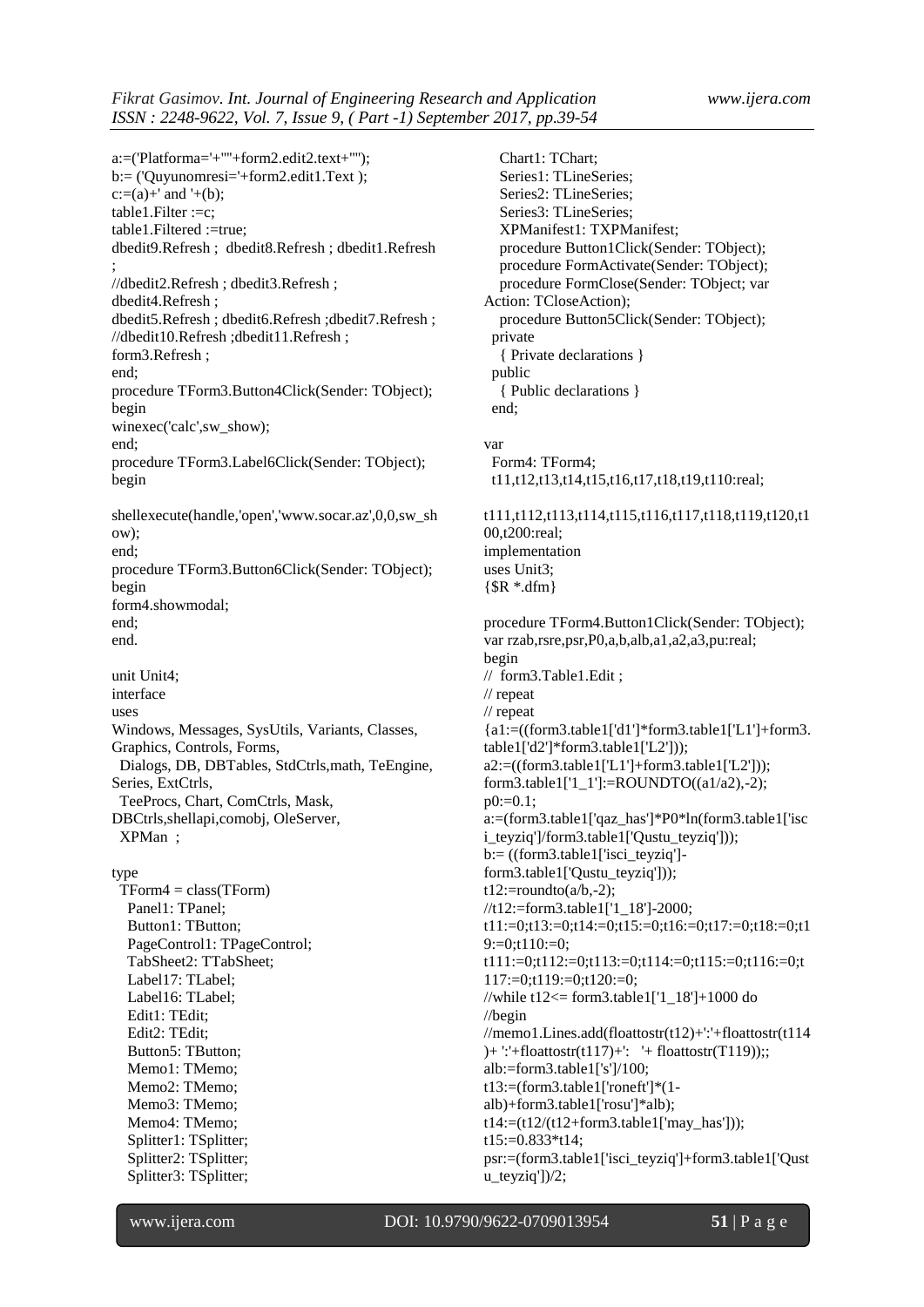```
a:=('Platforma='+''''+form2.edit2.text+'''');
b:= ('Quyunomresi='+form2.edit1.Text );
c:=(a)+' and '+(b);
table1.Filter :=c;
table1.Filtered :=true;
dbedit9.Refresh ;  dbedit8.Refresh ; dbedit1.Refresh
;
//dbedit2.Refresh ; dbedit3.Refresh ;
dbedit4.Refresh ;
dbedit5.Refresh ; dbedit6.Refresh ;dbedit7.Refresh ;
//dbedit10.Refresh ;dbedit11.Refresh ;
form3.Refresh ;
end;
procedure TForm3.Button4Click(Sender: TObject);
begin
winexec('calc',sw_show);
end;
procedure TForm3.Label6Click(Sender: TObject);
begin

shellexecute(handle,'open','www.socar.az',0,0,sw_sh
ow);
end;
procedure TForm3.Button6Click(Sender: TObject);
begin
form4.showmodal;
end;
end.

unit Unit4;
interface
uses
Windows, Messages, SysUtils, Variants, Classes,
Graphics, Controls, Forms,
  Dialogs, DB, DBTables, StdCtrls,math, TeEngine,
Series, ExtCtrls,
  TeeProcs, Chart, ComCtrls, Mask,
DBCtrls,shellapi,comobj, OleServer,
  XPMan  ;

type
  TForm4 = class(TForm)
    Panel1: TPanel;
    Button1: TButton;
    PageControl1: TPageControl;
    TabSheet2: TTabSheet;
    Label17: TLabel;
    Label16: TLabel;
    Edit1: TEdit;
    Edit2: TEdit;
    Button5: TButton;
    Memo1: TMemo;
    Memo2: TMemo;
    Memo3: TMemo;
    Memo4: TMemo;
    Splitter1: TSplitter;
    Splitter2: TSplitter;
    Splitter3: TSplitter;
    Chart1: TChart;
    Series1: TLineSeries;
    Series2: TLineSeries;
    Series3: TLineSeries;
    XPManifest1: TXPManifest;
    procedure Button1Click(Sender: TObject);
    procedure FormActivate(Sender: TObject);
    procedure FormClose(Sender: TObject; var
Action: TCloseAction);
    procedure Button5Click(Sender: TObject);
  private
    { Private declarations }
  public
    { Public declarations }
  end;

var
  Form4: TForm4;
  t11,t12,t13,t14,t15,t16,t17,t18,t19,t110:real;

t111,t112,t113,t114,t115,t116,t117,t118,t119,t120,t1
00,t200:real;
implementation
uses Unit3;
{$R *.dfm}

procedure TForm4.Button1Click(Sender: TObject);
var rzab,rsre,psr,P0,a,b,alb,a1,a2,a3,pu:real;
begin
//  form3.Table1.Edit ;
// repeat
// repeat
{a1:=((form3.table1['d1']*form3.table1['L1']+form3.
table1['d2']*form3.table1['L2']));
a2:=((form3.table1['L1']+form3.table1['L2']));
form3.table1['1_1']:=ROUNDTO((a1/a2),-2);
p0:=0.1;
a:=(form3.table1['qaz_has']*P0*ln(form3.table1['isc
i_teyziq']/form3.table1['Qustu_teyziq']));
b:= ((form3.table1['isci_teyziq']-
form3.table1['Qustu_teyziq']));
t12:=roundto(a/b,-2);
//t12:=form3.table1['1_18']-2000;
t11:=0;t13:=0;t14:=0;t15:=0;t16:=0;t17:=0;t18:=0;t1
9:=0;t110:=0;
t111:=0;t112:=0;t113:=0;t114:=0;t115:=0;t116:=0;t
117:=0;t119:=0;t120:=0;
//while t12<= form3.table1['1_18']+1000 do
//begin
//memo1.Lines.add(floattostr(t12)+':'+floattostr(t114
)+ ':'+floattostr(t117)+':   '+ floattostr(T119));;
alb:=form3.table1['s']/100;
t13:=(form3.table1['roneft']*(1-
alb)+form3.table1['rosu']*alb);
t14:=(t12/(t12+form3.table1['may_has']));
t15:=0.833*t14;
psr:=(form3.table1['isci_teyziq']+form3.table1['Qust
u_teyziq'])/2;
```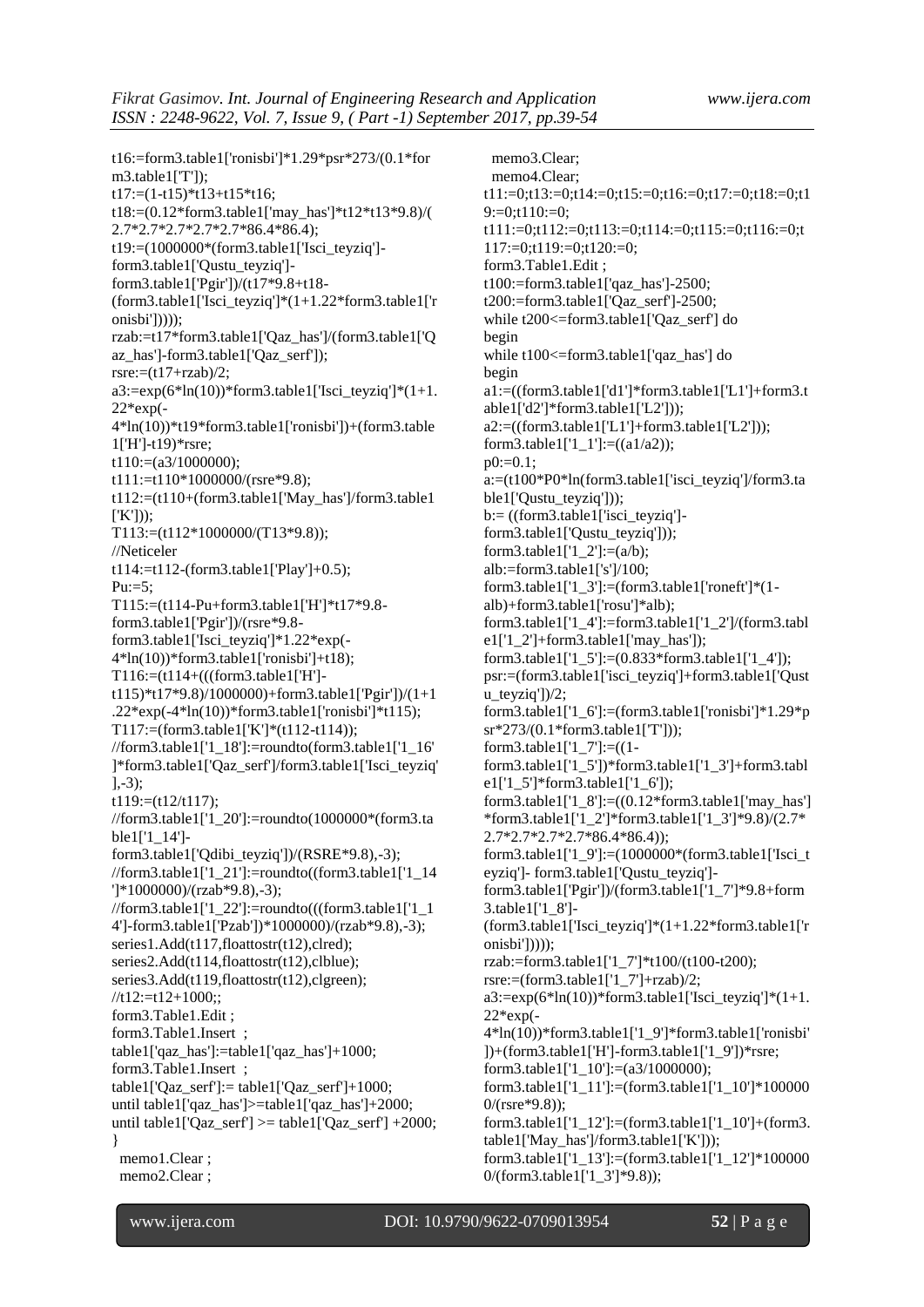```
t16:=form3.table1['ronisbi']*1.29*psr*273/(0.1*form3.table1['T']);
t17:=(1-t15)*t13+t15*t16;
t18:=(0.12*form3.table1['may_has']*t12*t13*9.8)/(2.7*2.7*2.7*2.7*2.7*86.4*86.4);
t19:=(1000000*(form3.table1['Isci_teyziq']-form3.table1['Qustu_teyziq']-form3.table1['Pgir'])/(t17*9.8+t18-(form3.table1['Isci_teyziq']*(1+1.22*form3.table1['ronisbi']))));
rzab:=t17*form3.table1['Qaz_has']/(form3.table1['Qaz_has']-form3.table1['Qaz_serf']);
rsre:=(t17+rzab)/2;
a3:=exp(6*ln(10))*form3.table1['Isci_teyziq']*(1+1.22*exp(-4*ln(10))*t19*form3.table1['ronisbi'])+(form3.table1['H']-t19)*rsre;
t110:=(a3/1000000);
t111:=t110*1000000/(rsre*9.8);
t112:=(t110+(form3.table1['May_has']/form3.table1['K']));
T113:=(t112*1000000/(T13*9.8));
//Neticeler
t114:=t112-(form3.table1['Play']+0.5);
Pu:=5;
T115:=(t114-Pu+form3.table1['H']*t17*9.8-form3.table1['Pgir'])/(rsre*9.8-form3.table1['Isci_teyziq']*1.22*exp(-4*ln(10))*form3.table1['ronisbi']+t18);
T116:=(t114+(((form3.table1['H']-t115)*t17*9.8)/1000000)+form3.table1['Pgir'])/(1+1.22*exp(-4*ln(10))*form3.table1['ronisbi']*t115);
T117:=(form3.table1['K']*(t112-t114));
//form3.table1['1_18']:=roundto(form3.table1['1_16']*form3.table1['Qaz_serf']/form3.table1['Isci_teyziq'],-3);
t119:=(t12/t117);
//form3.table1['1_20']:=roundto(1000000*(form3.table1['1_14']-form3.table1['Qdibi_teyziq'])/(RSRE*9.8),-3);
//form3.table1['1_21']:=roundto((form3.table1['1_14']*1000000)/(rzab*9.8),-3);
//form3.table1['1_22']:=roundto(((form3.table1['1_14']-form3.table1['Pzab'])*1000000)/(rzab*9.8),-3);
series1.Add(t117,floattostr(t12),clred);
series2.Add(t114,floattostr(t12),clblue);
series3.Add(t119,floattostr(t12),clgreen);
//t12:=t12+1000;;
form3.Table1.Edit ;
form3.Table1.Insert  ;
table1['qaz_has']:=table1['qaz_has']+1000;
form3.Table1.Insert  ;
table1['Qaz_serf']:= table1['Qaz_serf']+1000;
until table1['qaz_has']>=table1['qaz_has']+2000;
until table1['Qaz_serf'] >= table1['Qaz_serf'] +2000;
}
  memo1.Clear ;
  memo2.Clear ;
  memo3.Clear;
  memo4.Clear;
t11:=0;t13:=0;t14:=0;t15:=0;t16:=0;t17:=0;t18:=0;t19:=0;t110:=0;
t111:=0;t112:=0;t113:=0;t114:=0;t115:=0;t116:=0;t117:=0;t119:=0;t120:=0;
form3.Table1.Edit ;
t100:=form3.table1['qaz_has']-2500;
t200:=form3.table1['Qaz_serf']-2500;
while t200<=form3.table1['Qaz_serf'] do
begin
while t100<=form3.table1['qaz_has'] do
begin
a1:=((form3.table1['d1']*form3.table1['L1']+form3.table1['d2']*form3.table1['L2']));
a2:=((form3.table1['L1']+form3.table1['L2']));
form3.table1['1_1']:=((a1/a2));
p0:=0.1;
a:=(t100*P0*ln(form3.table1['isci_teyziq']/form3.table1['Qustu_teyziq']));
b:= ((form3.table1['isci_teyziq']-form3.table1['Qustu_teyziq']));
form3.table1['1_2']:=(a/b);
alb:=form3.table1['s']/100;
form3.table1['1_3']:=(form3.table1['roneft']*(1-alb)+form3.table1['rosu']*alb);
form3.table1['1_4']:=form3.table1['1_2']/(form3.table1['1_2']+form3.table1['may_has']);
form3.table1['1_5']:=(0.833*form3.table1['1_4']);
psr:=(form3.table1['isci_teyziq']+form3.table1['Qustu_teyziq'])/2;
form3.table1['1_6']:=(form3.table1['ronisbi']*1.29*psr*273/(0.1*form3.table1['T']));
form3.table1['1_7']:=((1-form3.table1['1_5'])*form3.table1['1_3']+form3.table1['1_5']*form3.table1['1_6']);
form3.table1['1_8']:=((0.12*form3.table1['may_has']*form3.table1['1_2']*form3.table1['1_3']*9.8)/(2.7*2.7*2.7*2.7*2.7*86.4*86.4));
form3.table1['1_9']:=(1000000*(form3.table1['Isci_teyziq']- form3.table1['Qustu_teyziq']-form3.table1['Pgir'])/(form3.table1['1_7']*9.8+form3.table1['1_8']-(form3.table1['Isci_teyziq']*(1+1.22*form3.table1['ronisbi']))));
rzab:=form3.table1['1_7']*t100/(t100-t200);
rsre:=(form3.table1['1_7']+rzab)/2;
a3:=exp(6*ln(10))*form3.table1['Isci_teyziq']*(1+1.22*exp(-4*ln(10))*form3.table1['1_9']*form3.table1['ronisbi'])+(form3.table1['H']-form3.table1['1_9'])*rsre;
form3.table1['1_10']:=(a3/1000000);
form3.table1['1_11']:=(form3.table1['1_10']*1000000/(rsre*9.8));
form3.table1['1_12']:=(form3.table1['1_10']+(form3.table1['May_has']/form3.table1['K']));
form3.table1['1_13']:=(form3.table1['1_12']*1000000/(form3.table1['1_3']*9.8));
```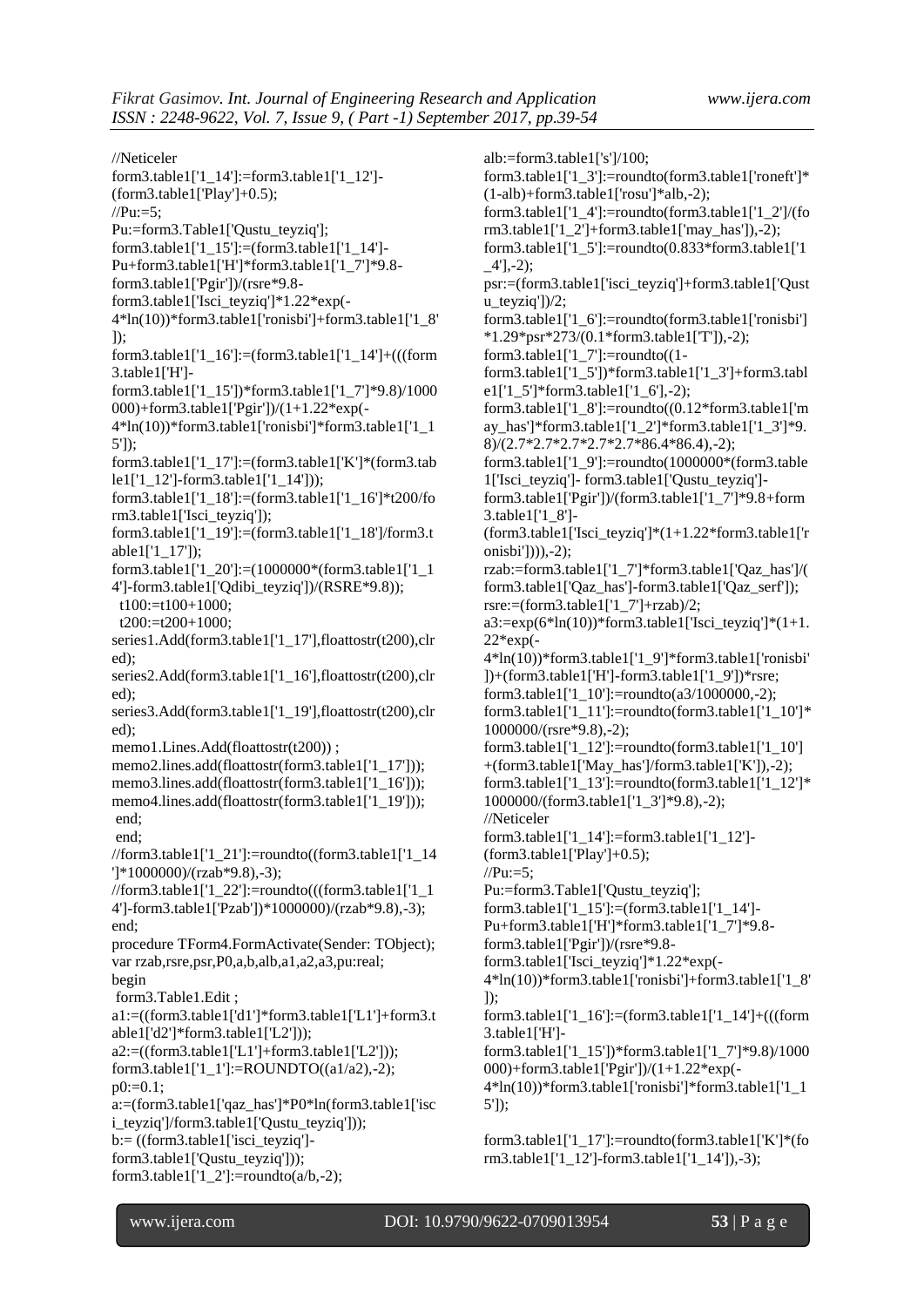```
//Neticeler
form3.table1['1_14']:=form3.table1['1_12']-
(form3.table1['Play']+0.5);
//Pu:=5;
Pu:=form3.Table1['Qustu_teyziq'];
form3.table1['1_15']:=(form3.table1['1_14']-
Pu+form3.table1['H']*form3.table1['1_7']*9.8-
form3.table1['Pgir'])/(rsre*9.8-
form3.table1['Isci_teyziq']*1.22*exp(-
4*ln(10))*form3.table1['ronisbi']+form3.table1['1_8']);
form3.table1['1_16']:=(form3.table1['1_14']+(((form3.table1['H']-
form3.table1['1_15'])*form3.table1['1_7']*9.8)/1000000)+form3.table1['Pgir'])/(1+1.22*exp(-
4*ln(10))*form3.table1['ronisbi']*form3.table1['1_15']);
form3.table1['1_17']:=(form3.table1['K']*(form3.table1['1_12']-form3.table1['1_14']));
form3.table1['1_18']:=(form3.table1['1_16']*t200/form3.table1['Isci_teyziq']);
form3.table1['1_19']:=(form3.table1['1_18']/form3.table1['1_17']);
form3.table1['1_20']:=(1000000*(form3.table1['1_14']-form3.table1['Qdibi_teyziq'])/(RSRE*9.8));
  t100:=t100+1000;
  t200:=t200+1000;
series1.Add(form3.table1['1_17'],floattostr(t200),clred);
series2.Add(form3.table1['1_16'],floattostr(t200),clred);
series3.Add(form3.table1['1_19'],floattostr(t200),clred);
memo1.Lines.Add(floattostr(t200)) ;
memo2.lines.add(floattostr(form3.table1['1_17']));
memo3.lines.add(floattostr(form3.table1['1_16']));
memo4.lines.add(floattostr(form3.table1['1_19']));
 end;
 end;
//form3.table1['1_21']:=roundto((form3.table1['1_14']*1000000)/(rzab*9.8),-3);
//form3.table1['1_22']:=roundto(((form3.table1['1_14']-form3.table1['Pzab'])*1000000)/(rzab*9.8),-3);
end;
procedure TForm4.FormActivate(Sender: TObject);
var rzab,rsre,psr,P0,a,b,alb,a1,a2,a3,pu:real;
begin
 form3.Table1.Edit ;
a1:=((form3.table1['d1']*form3.table1['L1']+form3.table1['d2']*form3.table1['L2']));
a2:=((form3.table1['L1']+form3.table1['L2']));
form3.table1['1_1']:=ROUNDTO((a1/a2),-2);
p0:=0.1;
a:=(form3.table1['qaz_has']*P0*ln(form3.table1['isci_teyziq']/form3.table1['Qustu_teyziq']));
b:= ((form3.table1['isci_teyziq']-
form3.table1['Qustu_teyziq']));
form3.table1['1_2']:=roundto(a/b,-2);
alb:=form3.table1['s']/100;
form3.table1['1_3']:=roundto(form3.table1['roneft']*(1-alb)+form3.table1['rosu']*alb,-2);
form3.table1['1_4']:=roundto(form3.table1['1_2']/(form3.table1['1_2']+form3.table1['may_has']),-2);
form3.table1['1_5']:=roundto(0.833*form3.table1['1_4'],-2);
psr:=(form3.table1['isci_teyziq']+form3.table1['Qustu_teyziq'])/2;
form3.table1['1_6']:=roundto(form3.table1['ronisbi']*1.29*psr*273/(0.1*form3.table1['T']),-2);
form3.table1['1_7']:=roundto((1-
form3.table1['1_5'])*form3.table1['1_3']+form3.table1['1_5']*form3.table1['1_6'],-2);
form3.table1['1_8']:=roundto((0.12*form3.table1['may_has']*form3.table1['1_2']*form3.table1['1_3']*9.8)/(2.7*2.7*2.7*2.7*2.7*86.4*86.4),-2);
form3.table1['1_9']:=roundto(1000000*(form3.table1['Isci_teyziq']- form3.table1['Qustu_teyziq']-
form3.table1['Pgir'])/(form3.table1['1_7']*9.8+form3.table1['1_8']-
(form3.table1['Isci_teyziq']*(1+1.22*form3.table1['ronisbi']))),-2);
rzab:=form3.table1['1_7']*form3.table1['Qaz_has']/(form3.table1['Qaz_has']-form3.table1['Qaz_serf']);
rsre:=(form3.table1['1_7']+rzab)/2;
a3:=exp(6*ln(10))*form3.table1['Isci_teyziq']*(1+1.22*exp(-
4*ln(10))*form3.table1['1_9']*form3.table1['ronisbi'])+(form3.table1['H']-form3.table1['1_9'])*rsre;
form3.table1['1_10']:=roundto(a3/1000000,-2);
form3.table1['1_11']:=roundto(form3.table1['1_10']*1000000/(rsre*9.8),-2);
form3.table1['1_12']:=roundto(form3.table1['1_10']+(form3.table1['May_has']/form3.table1['K']),-2);
form3.table1['1_13']:=roundto(form3.table1['1_12']*1000000/(form3.table1['1_3']*9.8),-2);
//Neticeler
form3.table1['1_14']:=form3.table1['1_12']-
(form3.table1['Play']+0.5);
//Pu:=5;
Pu:=form3.Table1['Qustu_teyziq'];
form3.table1['1_15']:=(form3.table1['1_14']-
Pu+form3.table1['H']*form3.table1['1_7']*9.8-
form3.table1['Pgir'])/(rsre*9.8-
form3.table1['Isci_teyziq']*1.22*exp(-
4*ln(10))*form3.table1['ronisbi']+form3.table1['1_8']);
form3.table1['1_16']:=(form3.table1['1_14']+(((form3.table1['H']-
form3.table1['1_15'])*form3.table1['1_7']*9.8)/1000000)+form3.table1['Pgir'])/(1+1.22*exp(-
4*ln(10))*form3.table1['ronisbi']*form3.table1['1_15']);

form3.table1['1_17']:=roundto(form3.table1['K']*(form3.table1['1_12']-form3.table1['1_14']),-3);
```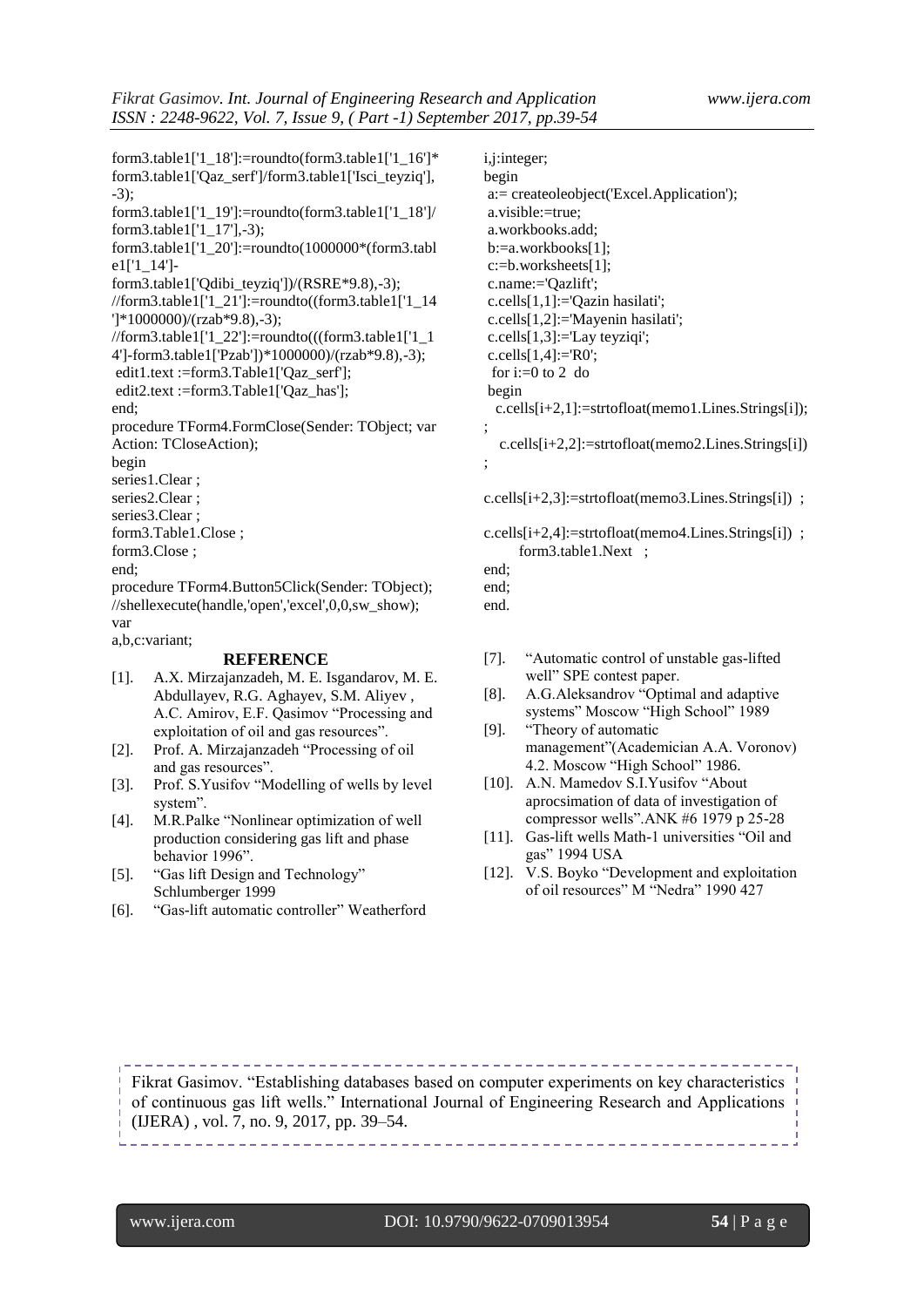```
form3.table1['1_18']:=roundto(form3.table1['1_16']*
form3.table1['Qaz_serf']/form3.table1['Isci_teyziq'],
-3);
form3.table1['1_19']:=roundto(form3.table1['1_18']/
form3.table1['1_17'],-3);
form3.table1['1_20']:=roundto(1000000*(form3.table1['1_14']-
form3.table1['Qdibi_teyziq'])/(RSRE*9.8),-3);
//form3.table1['1_21']:=roundto((form3.table1['1_14']*1000000)/(rzab*9.8),-3);
//form3.table1['1_22']:=roundto(((form3.table1['1_14']-form3.table1['Pzab'])*1000000)/(rzab*9.8),-3);
 edit1.text :=form3.Table1['Qaz_serf'];
 edit2.text :=form3.Table1['Qaz_has'];
end;
procedure TForm4.FormClose(Sender: TObject; var
Action: TCloseAction);
begin
series1.Clear ;
series2.Clear ;
series3.Clear ;
form3.Table1.Close ;
form3.Close ;
end;
procedure TForm4.Button5Click(Sender: TObject);
//shellexecute(handle,'open','excel',0,0,sw_show);
var
a,b,c:variant;
i,j:integer;
begin
 a:= createoleobject('Excel.Application');
 a.visible:=true;
 a.workbooks.add;
 b:=a.workbooks[1];
 c:=b.worksheets[1];
 c.name:='Qazlift';
 c.cells[1,1]:='Qazin hasilati';
 c.cells[1,2]:='Mayenin hasilati';
 c.cells[1,3]:='Lay teyziqi';
 c.cells[1,4]:='R0';
 for i:=0 to 2  do
 begin
  c.cells[i+2,1]:=strtofloat(memo1.Lines.Strings[i]);
;
   c.cells[i+2,2]:=strtofloat(memo2.Lines.Strings[i])
;

c.cells[i+2,3]:=strtofloat(memo3.Lines.Strings[i])  ;

c.cells[i+2,4]:=strtofloat(memo4.Lines.Strings[i])  ;
       form3.table1.Next   ;
end;
end;
end.
```

## REFERENCE

[1]. A.X. Mirzajanzadeh, M. E. Isgandarov, M. E. Abdullayev, R.G. Aghayev, S.M. Aliyev , A.C. Amirov, E.F. Qasimov "Processing and exploitation of oil and gas resources".

[2]. Prof. A. Mirzajanzadeh "Processing of oil and gas resources".

[3]. Prof. S.Yusifov "Modelling of wells by level system".

[4]. M.R.Palke "Nonlinear optimization of well production considering gas lift and phase behavior 1996".

[5]. "Gas lift Design and Technology" Schlumberger 1999

[6]. "Gas-lift automatic controller" Weatherford

[7]. "Automatic control of unstable gas-lifted well" SPE contest paper.

[8]. A.G.Aleksandrov "Optimal and adaptive systems" Moscow "High School" 1989

[9]. "Theory of automatic management"(Academician A.A. Voronov) 4.2. Moscow "High School" 1986.

[10]. A.N. Mamedov S.I.Yusifov "About aprocsimation of data of investigation of compressor wells".ANK #6 1979 p 25-28

[11]. Gas-lift wells Math-1 universities "Oil and gas" 1994 USA

[12]. V.S. Boyko "Development and exploitation of oil resources" M "Nedra" 1990 427

Fikrat Gasimov. "Establishing databases based on computer experiments on key characteristics of continuous gas lift wells." International Journal of Engineering Research and Applications (IJERA) , vol. 7, no. 9, 2017, pp. 39–54.